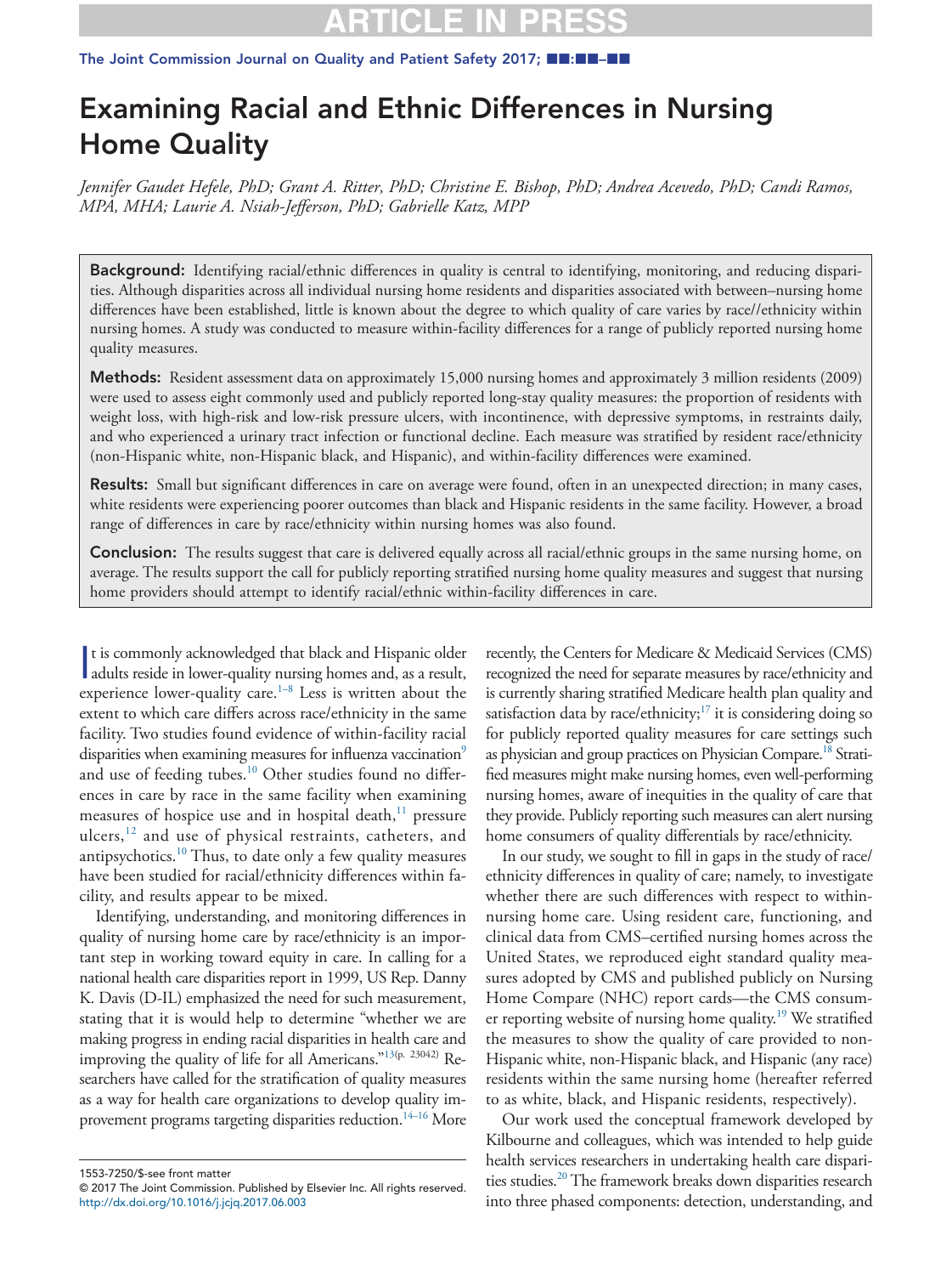# Examining Racial and Ethnic Differences in Nursing Home Quality

*Jennifer Gaudet Hefele, PhD; Grant A. Ritter, PhD; Christine E. Bishop, PhD; Andrea Acevedo, PhD; Candi Ramos, MPA, MHA; Laurie A. Nsiah-Jefferson, PhD; Gabrielle Katz, MPP*

**Background:** Identifying racial/ethnic differences in quality is central to identifying, monitoring, and reducing disparities. Although disparities across all individual nursing home residents and disparities associated with between–nursing home differences have been established, little is known about the degree to which quality of care varies by race//ethnicity within nursing homes. A study was conducted to measure within-facility differences for a range of publicly reported nursing home quality measures.

**Methods:** Resident assessment data on approximately 15,000 nursing homes and approximately 3 million residents (2009) were used to assess eight commonly used and publicly reported long-stay quality measures: the proportion of residents with weight loss, with high-risk and low-risk pressure ulcers, with incontinence, with depressive symptoms, in restraints daily, and who experienced a urinary tract infection or functional decline. Each measure was stratified by resident race/ethnicity (non-Hispanic white, non-Hispanic black, and Hispanic), and within-facility differences were examined.

**Results:** Small but significant differences in care on average were found, often in an unexpected direction; in many cases, white residents were experiencing poorer outcomes than black and Hispanic residents in the same facility. However, a broad range of differences in care by race/ethnicity within nursing homes was also found.

**Conclusion:** The results suggest that care is delivered equally across all racial/ethnic groups in the same nursing home, on average. The results support the call for publicly reporting stratified nursing home quality measures and suggest that nursing home providers should attempt to identify racial/ethnic within-facility differences in care.

It is commonly acknowledged that black and Hispanic older adults reside in lower-quality nursing homes and, as a result, experience lower-quality care.[1–8] Less is written about the extent to which care differs across race/ethnicity in the same facility. Two studies found evidence of within-facility racial disparities when examining measures for influenza vaccination[9] and use of feeding tubes.[10] Other studies found no differences in care by race in the same facility when examining measures of hospice use and in hospital death,[11] pressure ulcers,[12] and use of physical restraints, catheters, and antipsychotics.[10] Thus, to date only a few quality measures have been studied for racial/ethnicity differences within facility, and results appear to be mixed.

Identifying, understanding, and monitoring differences in quality of nursing home care by race/ethnicity is an important step in working toward equity in care. In calling for a national health care disparities report in 1999, US Rep. Danny K. Davis (D-IL) emphasized the need for such measurement, stating that it is would help to determine "whether we are making progress in ending racial disparities in health care and improving the quality of life for all Americans."[13(p. 23042)] Researchers have called for the stratification of quality measures as a way for health care organizations to develop quality improvement programs targeting disparities reduction.[14–16] More recently, the Centers for Medicare & Medicaid Services (CMS) recognized the need for separate measures by race/ethnicity and is currently sharing stratified Medicare health plan quality and satisfaction data by race/ethnicity;[17] it is considering doing so for publicly reported quality measures for care settings such as physician and group practices on Physician Compare.[18] Stratified measures might make nursing homes, even well-performing nursing homes, aware of inequities in the quality of care that they provide. Publicly reporting such measures can alert nursing home consumers of quality differentials by race/ethnicity.

In our study, we sought to fill in gaps in the study of race/ethnicity differences in quality of care; namely, to investigate whether there are such differences with respect to within-nursing home care. Using resident care, functioning, and clinical data from CMS–certified nursing homes across the United States, we reproduced eight standard quality measures adopted by CMS and published publicly on Nursing Home Compare (NHC) report cards—the CMS consumer reporting website of nursing home quality.[19] We stratified the measures to show the quality of care provided to non-Hispanic white, non-Hispanic black, and Hispanic (any race) residents within the same nursing home (hereafter referred to as white, black, and Hispanic residents, respectively).

Our work used the conceptual framework developed by Kilbourne and colleagues, which was intended to help guide health services researchers in undertaking health care disparities studies.[20] The framework breaks down disparities research into three phased components: detection, understanding, and

1553-7250/$-see front matter
© 2017 The Joint Commission. Published by Elsevier Inc. All rights reserved.
http://dx.doi.org/10.1016/j.jcjq.2017.06.003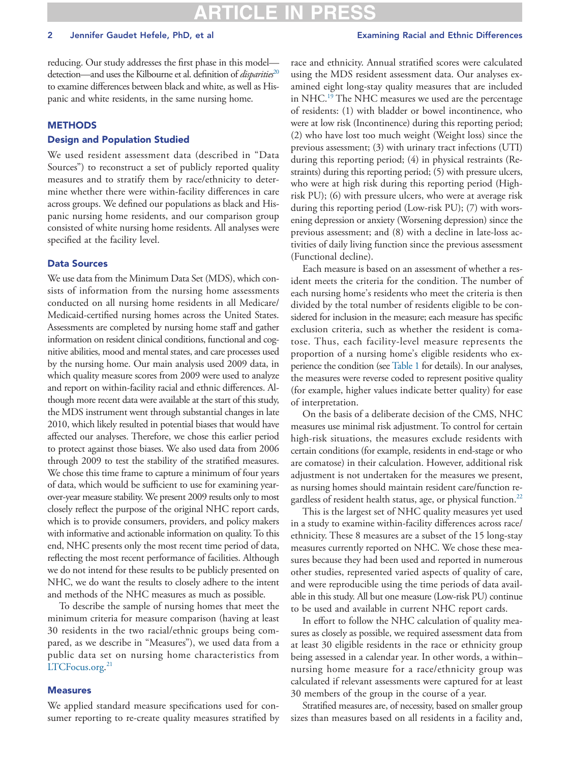reducing. Our study addresses the first phase in this model—detection—and uses the Kilbourne et al. definition of *disparities*[20] to examine differences between black and white, as well as Hispanic and white residents, in the same nursing home.

## METHODS

### Design and Population Studied

We used resident assessment data (described in "Data Sources") to reconstruct a set of publicly reported quality measures and to stratify them by race/ethnicity to determine whether there were within-facility differences in care across groups. We defined our populations as black and Hispanic nursing home residents, and our comparison group consisted of white nursing home residents. All analyses were specified at the facility level.

### Data Sources

We use data from the Minimum Data Set (MDS), which consists of information from the nursing home assessments conducted on all nursing home residents in all Medicare/Medicaid-certified nursing homes across the United States. Assessments are completed by nursing home staff and gather information on resident clinical conditions, functional and cognitive abilities, mood and mental states, and care processes used by the nursing home. Our main analysis used 2009 data, in which quality measure scores from 2009 were used to analyze and report on within-facility racial and ethnic differences. Although more recent data were available at the start of this study, the MDS instrument went through substantial changes in late 2010, which likely resulted in potential biases that would have affected our analyses. Therefore, we chose this earlier period to protect against those biases. We also used data from 2006 through 2009 to test the stability of the stratified measures. We chose this time frame to capture a minimum of four years of data, which would be sufficient to use for examining year-over-year measure stability. We present 2009 results only to most closely reflect the purpose of the original NHC report cards, which is to provide consumers, providers, and policy makers with informative and actionable information on quality. To this end, NHC presents only the most recent time period of data, reflecting the most recent performance of facilities. Although we do not intend for these results to be publicly presented on NHC, we do want the results to closely adhere to the intent and methods of the NHC measures as much as possible.

To describe the sample of nursing homes that meet the minimum criteria for measure comparison (having at least 30 residents in the two racial/ethnic groups being compared, as we describe in "Measures"), we used data from a public data set on nursing home characteristics from LTCFocus.org.[21]

### Measures

We applied standard measure specifications used for consumer reporting to re-create quality measures stratified by race and ethnicity. Annual stratified scores were calculated using the MDS resident assessment data. Our analyses examined eight long-stay quality measures that are included in NHC.[19] The NHC measures we used are the percentage of residents: (1) with bladder or bowel incontinence, who were at low risk (Incontinence) during this reporting period; (2) who have lost too much weight (Weight loss) since the previous assessment; (3) with urinary tract infections (UTI) during this reporting period; (4) in physical restraints (Restraints) during this reporting period; (5) with pressure ulcers, who were at high risk during this reporting period (High-risk PU); (6) with pressure ulcers, who were at average risk during this reporting period (Low-risk PU); (7) with worsening depression or anxiety (Worsening depression) since the previous assessment; and (8) with a decline in late-loss activities of daily living function since the previous assessment (Functional decline).

Each measure is based on an assessment of whether a resident meets the criteria for the condition. The number of each nursing home's residents who meet the criteria is then divided by the total number of residents eligible to be considered for inclusion in the measure; each measure has specific exclusion criteria, such as whether the resident is comatose. Thus, each facility-level measure represents the proportion of a nursing home's eligible residents who experience the condition (see Table 1 for details). In our analyses, the measures were reverse coded to represent positive quality (for example, higher values indicate better quality) for ease of interpretation.

On the basis of a deliberate decision of the CMS, NHC measures use minimal risk adjustment. To control for certain high-risk situations, the measures exclude residents with certain conditions (for example, residents in end-stage or who are comatose) in their calculation. However, additional risk adjustment is not undertaken for the measures we present, as nursing homes should maintain resident care/function regardless of resident health status, age, or physical function.[22]

This is the largest set of NHC quality measures yet used in a study to examine within-facility differences across race/ethnicity. These 8 measures are a subset of the 15 long-stay measures currently reported on NHC. We chose these measures because they had been used and reported in numerous other studies, represented varied aspects of quality of care, and were reproducible using the time periods of data available in this study. All but one measure (Low-risk PU) continue to be used and available in current NHC report cards.

In effort to follow the NHC calculation of quality measures as closely as possible, we required assessment data from at least 30 eligible residents in the race or ethnicity group being assessed in a calendar year. In other words, a within–nursing home measure for a race/ethnicity group was calculated if relevant assessments were captured for at least 30 members of the group in the course of a year.

Stratified measures are, of necessity, based on smaller group sizes than measures based on all residents in a facility and,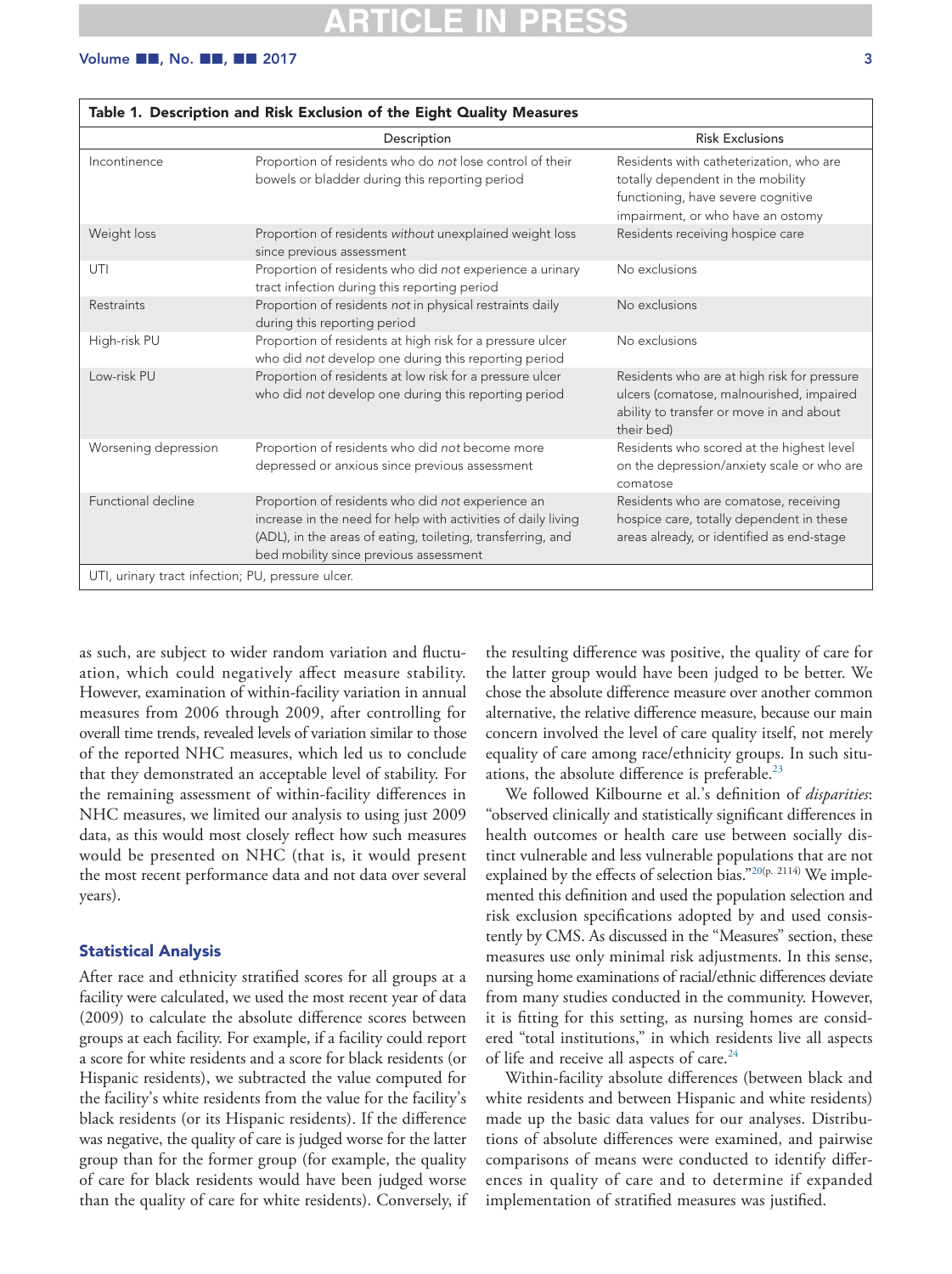Table 1. Description and Risk Exclusion of the Eight Quality Measures

| | Description | Risk Exclusions |
|---|---|---|
| Incontinence | Proportion of residents who do *not* lose control of their bowels or bladder during this reporting period | Residents with catheterization, who are totally dependent in the mobility functioning, have severe cognitive impairment, or who have an ostomy |
| Weight loss | Proportion of residents *without* unexplained weight loss since previous assessment | Residents receiving hospice care |
| UTI | Proportion of residents who did *not* experience a urinary tract infection during this reporting period | No exclusions |
| Restraints | Proportion of residents *not* in physical restraints daily during this reporting period | No exclusions |
| High-risk PU | Proportion of residents at high risk for a pressure ulcer who did *not* develop one during this reporting period | No exclusions |
| Low-risk PU | Proportion of residents at low risk for a pressure ulcer who did *not* develop one during this reporting period | Residents who are at high risk for pressure ulcers (comatose, malnourished, impaired ability to transfer or move in and about their bed) |
| Worsening depression | Proportion of residents who did *not* become more depressed or anxious since previous assessment | Residents who scored at the highest level on the depression/anxiety scale or who are comatose |
| Functional decline | Proportion of residents who did *not* experience an increase in the need for help with activities of daily living (ADL), in the areas of eating, toileting, transferring, and bed mobility since previous assessment | Residents who are comatose, receiving hospice care, totally dependent in these areas already, or identified as end-stage |

UTI, urinary tract infection; PU, pressure ulcer.

as such, are subject to wider random variation and fluctuation, which could negatively affect measure stability. However, examination of within-facility variation in annual measures from 2006 through 2009, after controlling for overall time trends, revealed levels of variation similar to those of the reported NHC measures, which led us to conclude that they demonstrated an acceptable level of stability. For the remaining assessment of within-facility differences in NHC measures, we limited our analysis to using just 2009 data, as this would most closely reflect how such measures would be presented on NHC (that is, it would present the most recent performance data and not data over several years).

### Statistical Analysis

After race and ethnicity stratified scores for all groups at a facility were calculated, we used the most recent year of data (2009) to calculate the absolute difference scores between groups at each facility. For example, if a facility could report a score for white residents and a score for black residents (or Hispanic residents), we subtracted the value computed for the facility's white residents from the value for the facility's black residents (or its Hispanic residents). If the difference was negative, the quality of care is judged worse for the latter group than for the former group (for example, the quality of care for black residents would have been judged worse than the quality of care for white residents). Conversely, if the resulting difference was positive, the quality of care for the latter group would have been judged to be better. We chose the absolute difference measure over another common alternative, the relative difference measure, because our main concern involved the level of care quality itself, not merely equality of care among race/ethnicity groups. In such situations, the absolute difference is preferable.[23]

We followed Kilbourne et al.'s definition of *disparities*: "observed clinically and statistically significant differences in health outcomes or health care use between socially distinct vulnerable and less vulnerable populations that are not explained by the effects of selection bias."[20(p. 2114)] We implemented this definition and used the population selection and risk exclusion specifications adopted by and used consistently by CMS. As discussed in the "Measures" section, these measures use only minimal risk adjustments. In this sense, nursing home examinations of racial/ethnic differences deviate from many studies conducted in the community. However, it is fitting for this setting, as nursing homes are considered "total institutions," in which residents live all aspects of life and receive all aspects of care.[24]

Within-facility absolute differences (between black and white residents and between Hispanic and white residents) made up the basic data values for our analyses. Distributions of absolute differences were examined, and pairwise comparisons of means were conducted to identify differences in quality of care and to determine if expanded implementation of stratified measures was justified.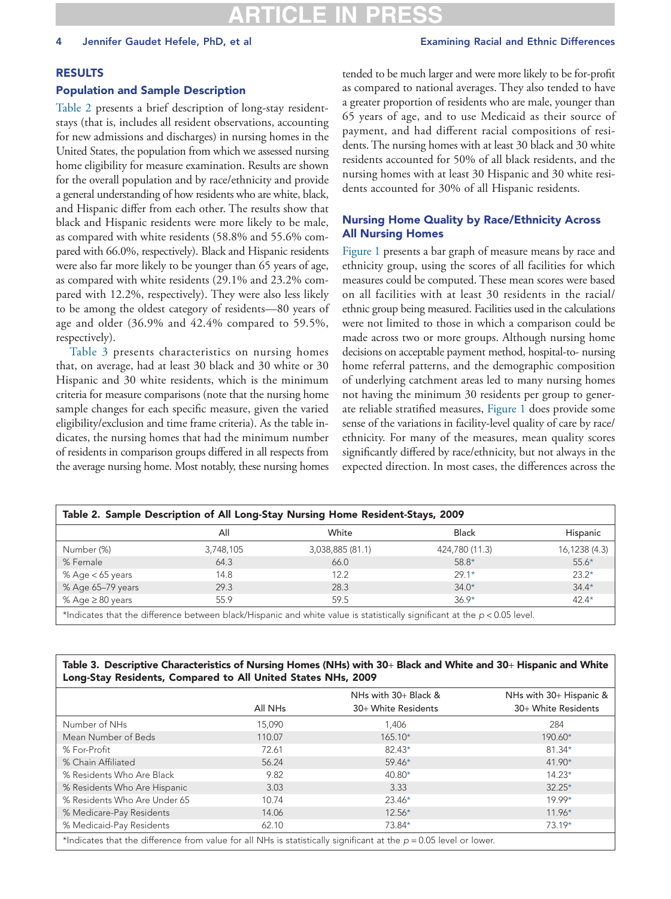## RESULTS

### Population and Sample Description

Table 2 presents a brief description of long-stay resident-stays (that is, includes all resident observations, accounting for new admissions and discharges) in nursing homes in the United States, the population from which we assessed nursing home eligibility for measure examination. Results are shown for the overall population and by race/ethnicity and provide a general understanding of how residents who are white, black, and Hispanic differ from each other. The results show that black and Hispanic residents were more likely to be male, as compared with white residents (58.8% and 55.6% compared with 66.0%, respectively). Black and Hispanic residents were also far more likely to be younger than 65 years of age, as compared with white residents (29.1% and 23.2% compared with 12.2%, respectively). They were also less likely to be among the oldest category of residents—80 years of age and older (36.9% and 42.4% compared to 59.5%, respectively).

Table 3 presents characteristics on nursing homes that, on average, had at least 30 black and 30 white or 30 Hispanic and 30 white residents, which is the minimum criteria for measure comparisons (note that the nursing home sample changes for each specific measure, given the varied eligibility/exclusion and time frame criteria). As the table indicates, the nursing homes that had the minimum number of residents in comparison groups differed in all respects from the average nursing home. Most notably, these nursing homes tended to be much larger and were more likely to be for-profit as compared to national averages. They also tended to have a greater proportion of residents who are male, younger than 65 years of age, and to use Medicaid as their source of payment, and had different racial compositions of residents. The nursing homes with at least 30 black and 30 white residents accounted for 50% of all black residents, and the nursing homes with at least 30 Hispanic and 30 white residents accounted for 30% of all Hispanic residents.

### Nursing Home Quality by Race/Ethnicity Across All Nursing Homes

Figure 1 presents a bar graph of measure means by race and ethnicity group, using the scores of all facilities for which measures could be computed. These mean scores were based on all facilities with at least 30 residents in the racial/ethnic group being measured. Facilities used in the calculations were not limited to those in which a comparison could be made across two or more groups. Although nursing home decisions on acceptable payment method, hospital-to- nursing home referral patterns, and the demographic composition of underlying catchment areas led to many nursing homes not having the minimum 30 residents per group to generate reliable stratified measures, Figure 1 does provide some sense of the variations in facility-level quality of care by race/ethnicity. For many of the measures, mean quality scores significantly differed by race/ethnicity, but not always in the expected direction. In most cases, the differences across the

**Table 2. Sample Description of All Long-Stay Nursing Home Resident-Stays, 2009**

| | All | White | Black | Hispanic |
|---|---|---|---|---|
| Number (%) | 3,748,105 | 3,038,885 (81.1) | 424,780 (11.3) | 16,1238 (4.3) |
| % Female | 64.3 | 66.0 | 58.8* | 55.6* |
| % Age < 65 years | 14.8 | 12.2 | 29.1* | 23.2* |
| % Age 65–79 years | 29.3 | 28.3 | 34.0* | 34.4* |
| % Age ≥ 80 years | 55.9 | 59.5 | 36.9* | 42.4* |

*Indicates that the difference between black/Hispanic and white value is statistically significant at the $p < 0.05$ level.

**Table 3. Descriptive Characteristics of Nursing Homes (NHs) with 30+ Black and White and 30+ Hispanic and White Long-Stay Residents, Compared to All United States NHs, 2009**

| | All NHs | NHs with 30+ Black & 30+ White Residents | NHs with 30+ Hispanic & 30+ White Residents |
|---|---|---|---|
| Number of NHs | 15,090 | 1,406 | 284 |
| Mean Number of Beds | 110.07 | 165.10* | 190.60* |
| % For-Profit | 72.61 | 82.43* | 81.34* |
| % Chain Affiliated | 56.24 | 59.46* | 41.90* |
| % Residents Who Are Black | 9.82 | 40.80* | 14.23* |
| % Residents Who Are Hispanic | 3.03 | 3.33 | 32.25* |
| % Residents Who Are Under 65 | 10.74 | 23.46* | 19.99* |
| % Medicare-Pay Residents | 14.06 | 12.56* | 11.96* |
| % Medicaid-Pay Residents | 62.10 | 73.84* | 73.19* |

*Indicates that the difference from value for all NHs is statistically significant at the $p = 0.05$ level or lower.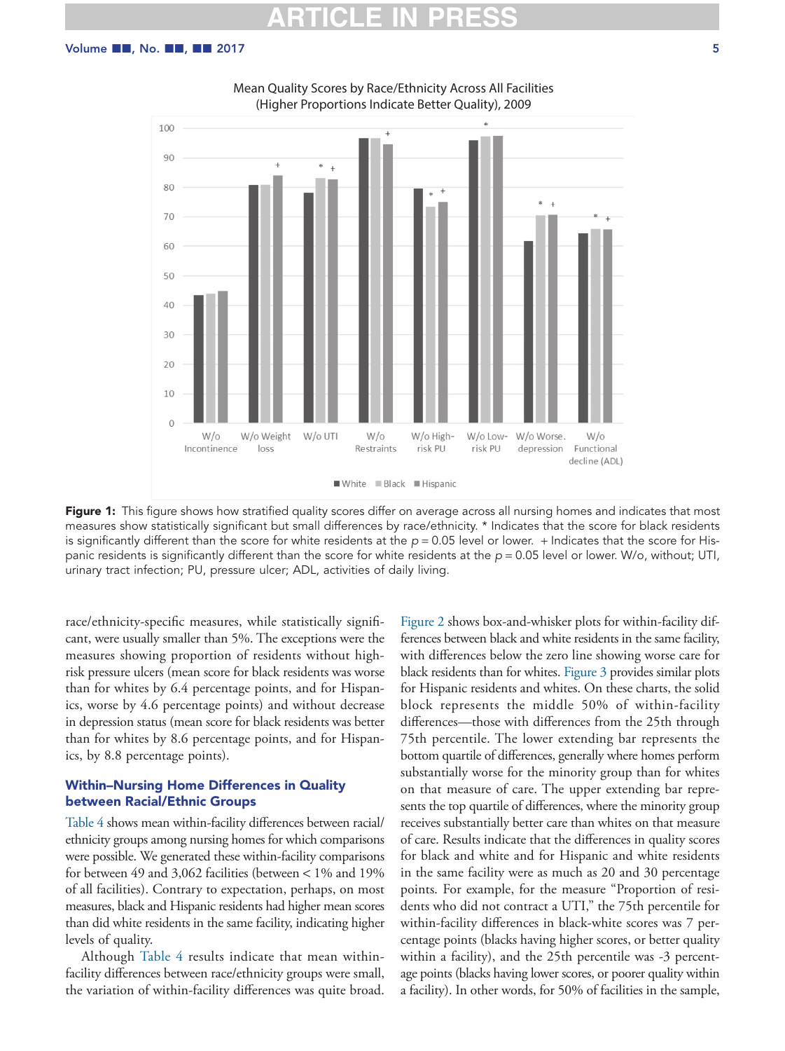Mean Quality Scores by Race/Ethnicity Across All Facilities (Higher Proportions Indicate Better Quality), 2009

**Figure 1:** This figure shows how stratified quality scores differ on average across all nursing homes and indicates that most measures show statistically significant but small differences by race/ethnicity. * Indicates that the score for black residents is significantly different than the score for white residents at the $p = 0.05$ level or lower. + Indicates that the score for Hispanic residents is significantly different than the score for white residents at the $p = 0.05$ level or lower. W/o, without; UTI, urinary tract infection; PU, pressure ulcer; ADL, activities of daily living.

race/ethnicity-specific measures, while statistically significant, were usually smaller than 5%. The exceptions were the measures showing proportion of residents without high-risk pressure ulcers (mean score for black residents was worse than for whites by 6.4 percentage points, and for Hispanics, worse by 4.6 percentage points) and without decrease in depression status (mean score for black residents was better than for whites by 8.6 percentage points, and for Hispanics, by 8.8 percentage points).

## Within–Nursing Home Differences in Quality between Racial/Ethnic Groups

Table 4 shows mean within-facility differences between racial/ethnicity groups among nursing homes for which comparisons were possible. We generated these within-facility comparisons for between 49 and 3,062 facilities (between < 1% and 19% of all facilities). Contrary to expectation, perhaps, on most measures, black and Hispanic residents had higher mean scores than did white residents in the same facility, indicating higher levels of quality.

Although Table 4 results indicate that mean within-facility differences between race/ethnicity groups were small, the variation of within-facility differences was quite broad. Figure 2 shows box-and-whisker plots for within-facility differences between black and white residents in the same facility, with differences below the zero line showing worse care for black residents than for whites. Figure 3 provides similar plots for Hispanic residents and whites. On these charts, the solid block represents the middle 50% of within-facility differences—those with differences from the 25th through 75th percentile. The lower extending bar represents the bottom quartile of differences, generally where homes perform substantially worse for the minority group than for whites on that measure of care. The upper extending bar represents the top quartile of differences, where the minority group receives substantially better care than whites on that measure of care. Results indicate that the differences in quality scores for black and white and for Hispanic and white residents in the same facility were as much as 20 and 30 percentage points. For example, for the measure "Proportion of residents who did not contract a UTI," the 75th percentile for within-facility differences in black-white scores was 7 percentage points (blacks having higher scores, or better quality within a facility), and the 25th percentile was -3 percentage points (blacks having lower scores, or poorer quality within a facility). In other words, for 50% of facilities in the sample,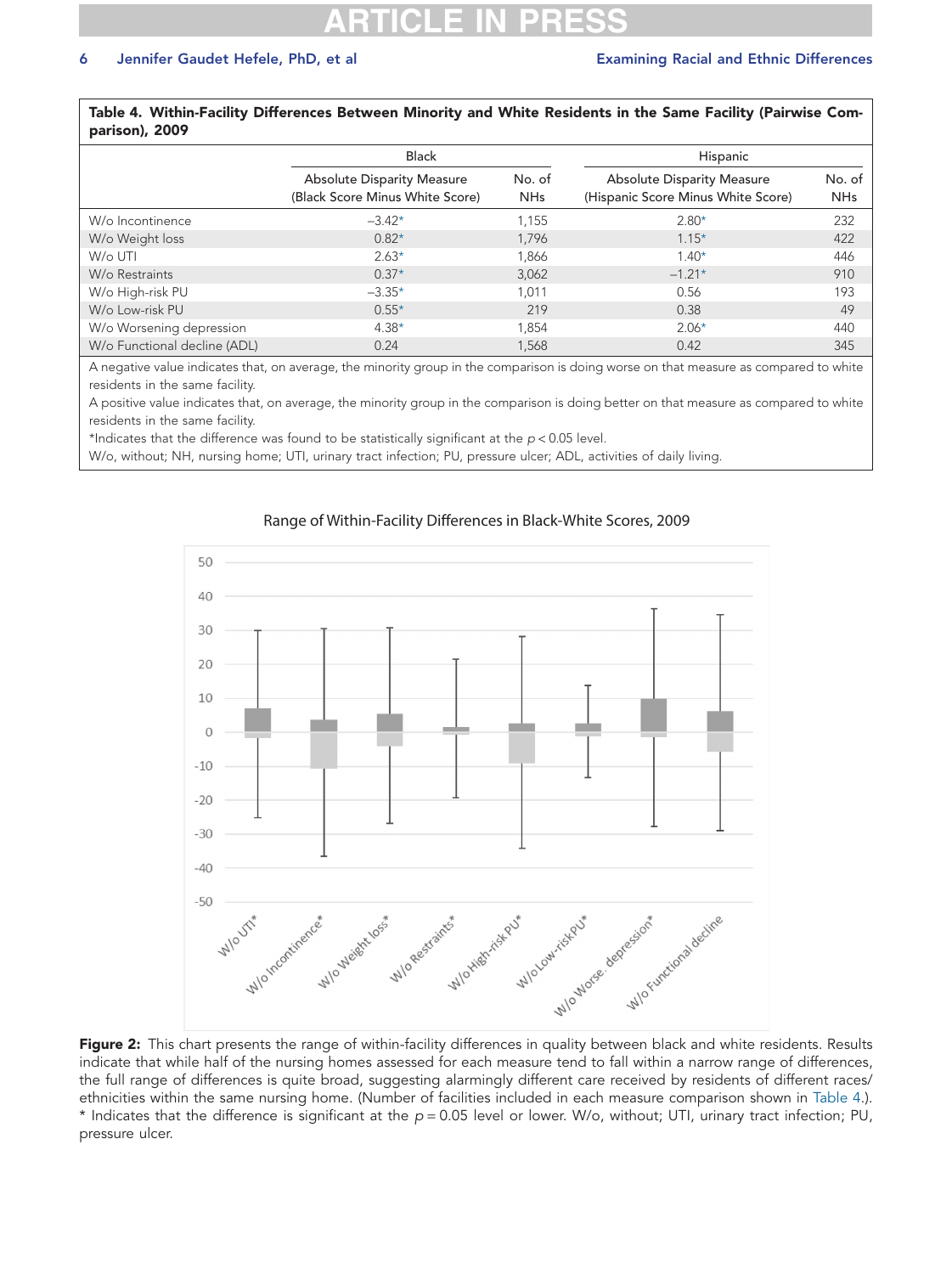**Table 4. Within-Facility Differences Between Minority and White Residents in the Same Facility (Pairwise Comparison), 2009**

| | Black | | Hispanic | |
|---|---|---|---|---|
| | Absolute Disparity Measure (Black Score Minus White Score) | No. of NHs | Absolute Disparity Measure (Hispanic Score Minus White Score) | No. of NHs |
| W/o Incontinence | −3.42* | 1,155 | 2.80* | 232 |
| W/o Weight loss | 0.82* | 1,796 | 1.15* | 422 |
| W/o UTI | 2.63* | 1,866 | 1.40* | 446 |
| W/o Restraints | 0.37* | 3,062 | −1.21* | 910 |
| W/o High-risk PU | −3.35* | 1,011 | 0.56 | 193 |
| W/o Low-risk PU | 0.55* | 219 | 0.38 | 49 |
| W/o Worsening depression | 4.38* | 1,854 | 2.06* | 440 |
| W/o Functional decline (ADL) | 0.24 | 1,568 | 0.42 | 345 |

A negative value indicates that, on average, the minority group in the comparison is doing worse on that measure as compared to white residents in the same facility.

A positive value indicates that, on average, the minority group in the comparison is doing better on that measure as compared to white residents in the same facility.

*Indicates that the difference was found to be statistically significant at the $p < 0.05$ level.

W/o, without; NH, nursing home; UTI, urinary tract infection; PU, pressure ulcer; ADL, activities of daily living.

**Figure 2:** This chart presents the range of within-facility differences in quality between black and white residents. Results indicate that while half of the nursing homes assessed for each measure tend to fall within a narrow range of differences, the full range of differences is quite broad, suggesting alarmingly different care received by residents of different races/ethnicities within the same nursing home. (Number of facilities included in each measure comparison shown in Table 4.). * Indicates that the difference is significant at the $p = 0.05$ level or lower. W/o, without; UTI, urinary tract infection; PU, pressure ulcer.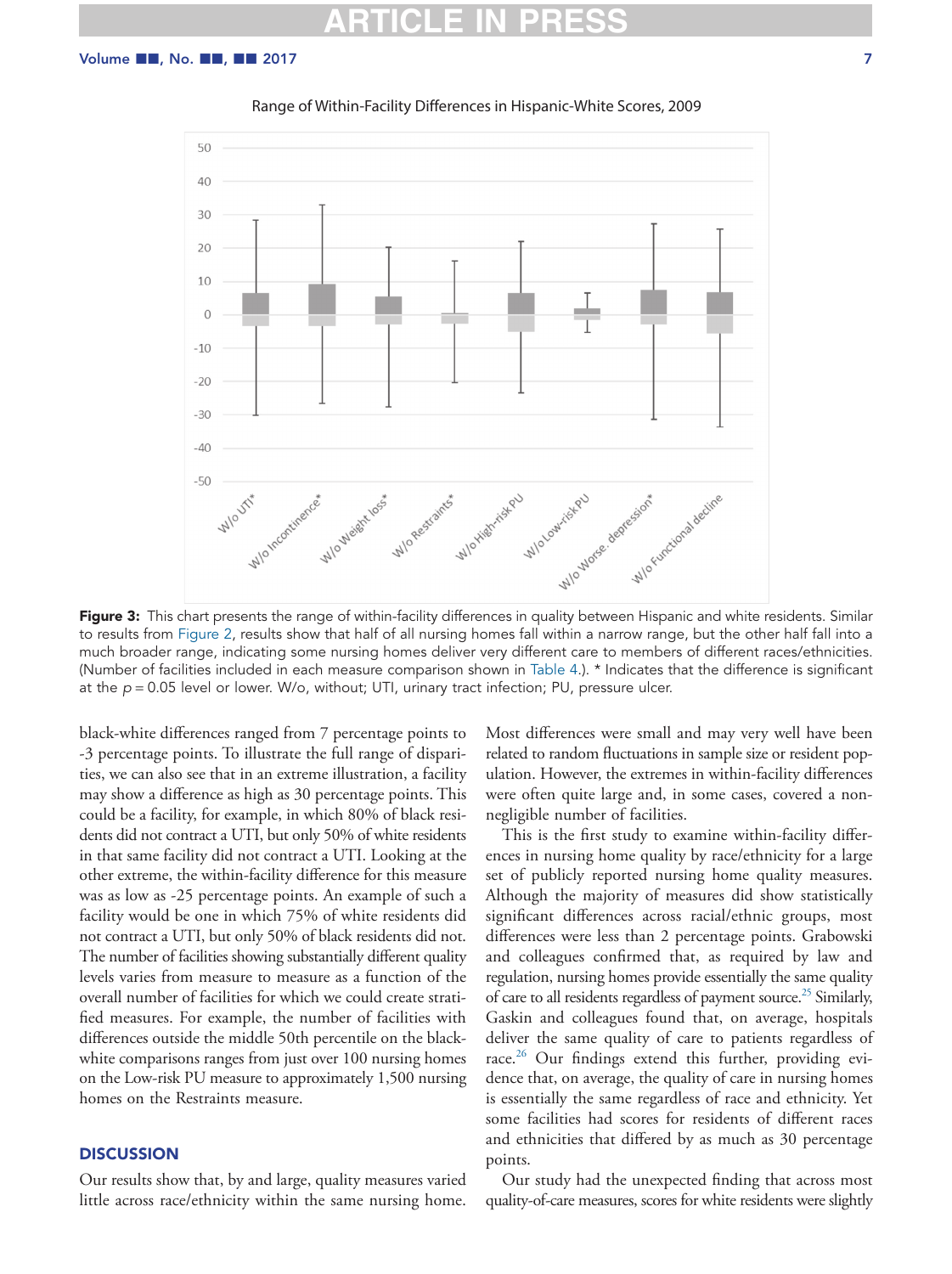Range of Within-Facility Differences in Hispanic-White Scores, 2009

**Figure 3:** This chart presents the range of within-facility differences in quality between Hispanic and white residents. Similar to results from Figure 2, results show that half of all nursing homes fall within a narrow range, but the other half fall into a much broader range, indicating some nursing homes deliver very different care to members of different races/ethnicities. (Number of facilities included in each measure comparison shown in Table 4.). * Indicates that the difference is significant at the $p = 0.05$ level or lower. W/o, without; UTI, urinary tract infection; PU, pressure ulcer.

black-white differences ranged from 7 percentage points to -3 percentage points. To illustrate the full range of disparities, we can also see that in an extreme illustration, a facility may show a difference as high as 30 percentage points. This could be a facility, for example, in which 80% of black residents did not contract a UTI, but only 50% of white residents in that same facility did not contract a UTI. Looking at the other extreme, the within-facility difference for this measure was as low as -25 percentage points. An example of such a facility would be one in which 75% of white residents did not contract a UTI, but only 50% of black residents did not. The number of facilities showing substantially different quality levels varies from measure to measure as a function of the overall number of facilities for which we could create stratified measures. For example, the number of facilities with differences outside the middle 50th percentile on the black-white comparisons ranges from just over 100 nursing homes on the Low-risk PU measure to approximately 1,500 nursing homes on the Restraints measure.

## DISCUSSION

Our results show that, by and large, quality measures varied little across race/ethnicity within the same nursing home. Most differences were small and may very well have been related to random fluctuations in sample size or resident population. However, the extremes in within-facility differences were often quite large and, in some cases, covered a non-negligible number of facilities.

This is the first study to examine within-facility differences in nursing home quality by race/ethnicity for a large set of publicly reported nursing home quality measures. Although the majority of measures did show statistically significant differences across racial/ethnic groups, most differences were less than 2 percentage points. Grabowski and colleagues confirmed that, as required by law and regulation, nursing homes provide essentially the same quality of care to all residents regardless of payment source.[25] Similarly, Gaskin and colleagues found that, on average, hospitals deliver the same quality of care to patients regardless of race.[26] Our findings extend this further, providing evidence that, on average, the quality of care in nursing homes is essentially the same regardless of race and ethnicity. Yet some facilities had scores for residents of different races and ethnicities that differed by as much as 30 percentage points.

Our study had the unexpected finding that across most quality-of-care measures, scores for white residents were slightly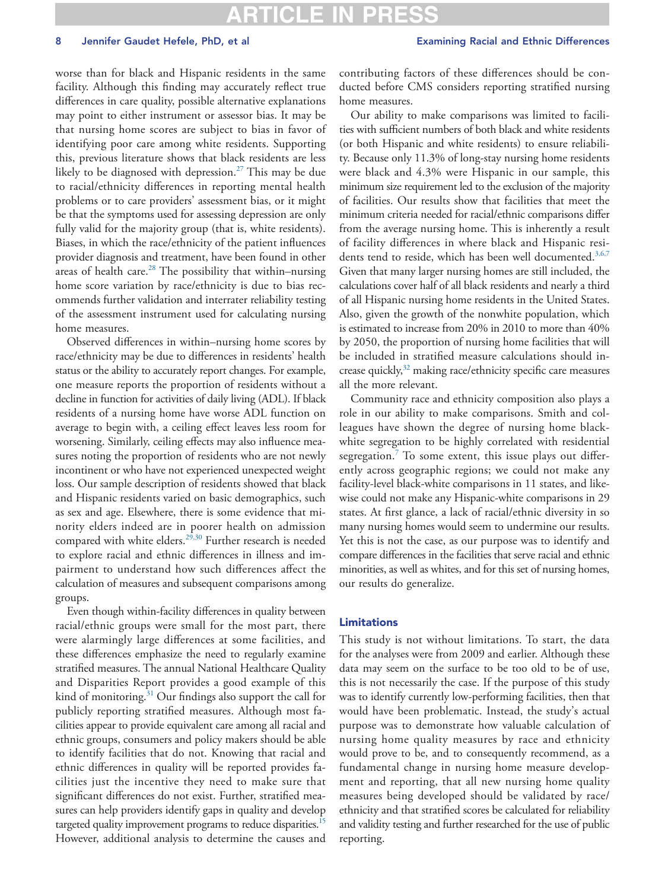worse than for black and Hispanic residents in the same facility. Although this finding may accurately reflect true differences in care quality, possible alternative explanations may point to either instrument or assessor bias. It may be that nursing home scores are subject to bias in favor of identifying poor care among white residents. Supporting this, previous literature shows that black residents are less likely to be diagnosed with depression.[27] This may be due to racial/ethnicity differences in reporting mental health problems or to care providers' assessment bias, or it might be that the symptoms used for assessing depression are only fully valid for the majority group (that is, white residents). Biases, in which the race/ethnicity of the patient influences provider diagnosis and treatment, have been found in other areas of health care.[28] The possibility that within–nursing home score variation by race/ethnicity is due to bias recommends further validation and interrater reliability testing of the assessment instrument used for calculating nursing home measures.

Observed differences in within–nursing home scores by race/ethnicity may be due to differences in residents' health status or the ability to accurately report changes. For example, one measure reports the proportion of residents without a decline in function for activities of daily living (ADL). If black residents of a nursing home have worse ADL function on average to begin with, a ceiling effect leaves less room for worsening. Similarly, ceiling effects may also influence measures noting the proportion of residents who are not newly incontinent or who have not experienced unexpected weight loss. Our sample description of residents showed that black and Hispanic residents varied on basic demographics, such as sex and age. Elsewhere, there is some evidence that minority elders indeed are in poorer health on admission compared with white elders.[29,30] Further research is needed to explore racial and ethnic differences in illness and impairment to understand how such differences affect the calculation of measures and subsequent comparisons among groups.

Even though within-facility differences in quality between racial/ethnic groups were small for the most part, there were alarmingly large differences at some facilities, and these differences emphasize the need to regularly examine stratified measures. The annual National Healthcare Quality and Disparities Report provides a good example of this kind of monitoring.[31] Our findings also support the call for publicly reporting stratified measures. Although most facilities appear to provide equivalent care among all racial and ethnic groups, consumers and policy makers should be able to identify facilities that do not. Knowing that racial and ethnic differences in quality will be reported provides facilities just the incentive they need to make sure that significant differences do not exist. Further, stratified measures can help providers identify gaps in quality and develop targeted quality improvement programs to reduce disparities.[15] However, additional analysis to determine the causes and contributing factors of these differences should be conducted before CMS considers reporting stratified nursing home measures.

Our ability to make comparisons was limited to facilities with sufficient numbers of both black and white residents (or both Hispanic and white residents) to ensure reliability. Because only 11.3% of long-stay nursing home residents were black and 4.3% were Hispanic in our sample, this minimum size requirement led to the exclusion of the majority of facilities. Our results show that facilities that meet the minimum criteria needed for racial/ethnic comparisons differ from the average nursing home. This is inherently a result of facility differences in where black and Hispanic residents tend to reside, which has been well documented.[3,6,7] Given that many larger nursing homes are still included, the calculations cover half of all black residents and nearly a third of all Hispanic nursing home residents in the United States. Also, given the growth of the nonwhite population, which is estimated to increase from 20% in 2010 to more than 40% by 2050, the proportion of nursing home facilities that will be included in stratified measure calculations should increase quickly,[32] making race/ethnicity specific care measures all the more relevant.

Community race and ethnicity composition also plays a role in our ability to make comparisons. Smith and colleagues have shown the degree of nursing home black-white segregation to be highly correlated with residential segregation.[7] To some extent, this issue plays out differently across geographic regions; we could not make any facility-level black-white comparisons in 11 states, and likewise could not make any Hispanic-white comparisons in 29 states. At first glance, a lack of racial/ethnic diversity in so many nursing homes would seem to undermine our results. Yet this is not the case, as our purpose was to identify and compare differences in the facilities that serve racial and ethnic minorities, as well as whites, and for this set of nursing homes, our results do generalize.

## Limitations

This study is not without limitations. To start, the data for the analyses were from 2009 and earlier. Although these data may seem on the surface to be too old to be of use, this is not necessarily the case. If the purpose of this study was to identify currently low-performing facilities, then that would have been problematic. Instead, the study's actual purpose was to demonstrate how valuable calculation of nursing home quality measures by race and ethnicity would prove to be, and to consequently recommend, as a fundamental change in nursing home measure development and reporting, that all new nursing home quality measures being developed should be validated by race/ethnicity and that stratified scores be calculated for reliability and validity testing and further researched for the use of public reporting.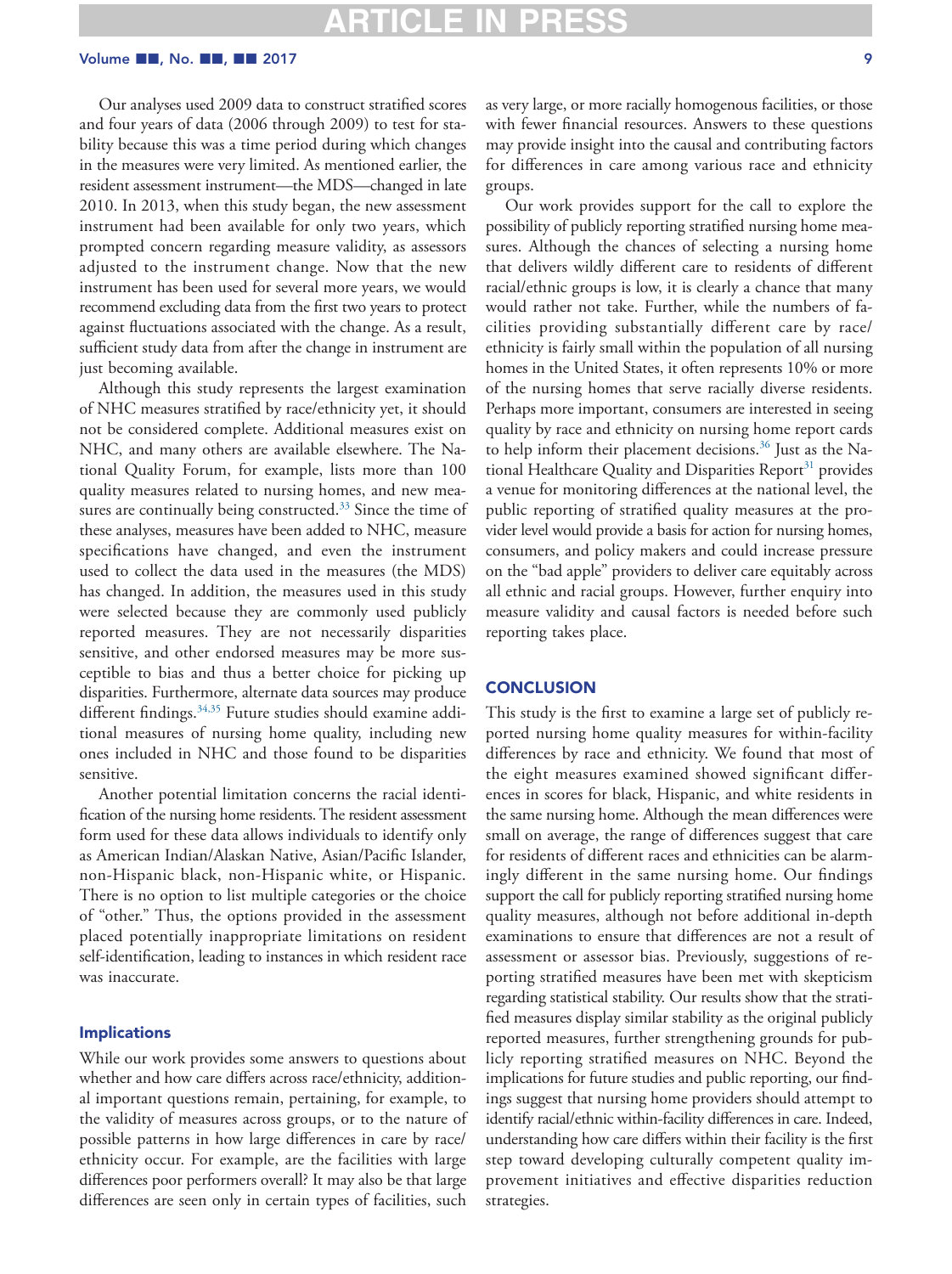Our analyses used 2009 data to construct stratified scores and four years of data (2006 through 2009) to test for stability because this was a time period during which changes in the measures were very limited. As mentioned earlier, the resident assessment instrument—the MDS—changed in late 2010. In 2013, when this study began, the new assessment instrument had been available for only two years, which prompted concern regarding measure validity, as assessors adjusted to the instrument change. Now that the new instrument has been used for several more years, we would recommend excluding data from the first two years to protect against fluctuations associated with the change. As a result, sufficient study data from after the change in instrument are just becoming available.

Although this study represents the largest examination of NHC measures stratified by race/ethnicity yet, it should not be considered complete. Additional measures exist on NHC, and many others are available elsewhere. The National Quality Forum, for example, lists more than 100 quality measures related to nursing homes, and new measures are continually being constructed.[33] Since the time of these analyses, measures have been added to NHC, measure specifications have changed, and even the instrument used to collect the data used in the measures (the MDS) has changed. In addition, the measures used in this study were selected because they are commonly used publicly reported measures. They are not necessarily disparities sensitive, and other endorsed measures may be more susceptible to bias and thus a better choice for picking up disparities. Furthermore, alternate data sources may produce different findings.[34,35] Future studies should examine additional measures of nursing home quality, including new ones included in NHC and those found to be disparities sensitive.

Another potential limitation concerns the racial identification of the nursing home residents. The resident assessment form used for these data allows individuals to identify only as American Indian/Alaskan Native, Asian/Pacific Islander, non-Hispanic black, non-Hispanic white, or Hispanic. There is no option to list multiple categories or the choice of "other." Thus, the options provided in the assessment placed potentially inappropriate limitations on resident self-identification, leading to instances in which resident race was inaccurate.

### Implications

While our work provides some answers to questions about whether and how care differs across race/ethnicity, additional important questions remain, pertaining, for example, to the validity of measures across groups, or to the nature of possible patterns in how large differences in care by race/ethnicity occur. For example, are the facilities with large differences poor performers overall? It may also be that large differences are seen only in certain types of facilities, such as very large, or more racially homogenous facilities, or those with fewer financial resources. Answers to these questions may provide insight into the causal and contributing factors for differences in care among various race and ethnicity groups.

Our work provides support for the call to explore the possibility of publicly reporting stratified nursing home measures. Although the chances of selecting a nursing home that delivers wildly different care to residents of different racial/ethnic groups is low, it is clearly a chance that many would rather not take. Further, while the numbers of facilities providing substantially different care by race/ethnicity is fairly small within the population of all nursing homes in the United States, it often represents 10% or more of the nursing homes that serve racially diverse residents. Perhaps more important, consumers are interested in seeing quality by race and ethnicity on nursing home report cards to help inform their placement decisions.[36] Just as the National Healthcare Quality and Disparities Report[31] provides a venue for monitoring differences at the national level, the public reporting of stratified quality measures at the provider level would provide a basis for action for nursing homes, consumers, and policy makers and could increase pressure on the "bad apple" providers to deliver care equitably across all ethnic and racial groups. However, further enquiry into measure validity and causal factors is needed before such reporting takes place.

## CONCLUSION

This study is the first to examine a large set of publicly reported nursing home quality measures for within-facility differences by race and ethnicity. We found that most of the eight measures examined showed significant differences in scores for black, Hispanic, and white residents in the same nursing home. Although the mean differences were small on average, the range of differences suggest that care for residents of different races and ethnicities can be alarmingly different in the same nursing home. Our findings support the call for publicly reporting stratified nursing home quality measures, although not before additional in-depth examinations to ensure that differences are not a result of assessment or assessor bias. Previously, suggestions of reporting stratified measures have been met with skepticism regarding statistical stability. Our results show that the stratified measures display similar stability as the original publicly reported measures, further strengthening grounds for publicly reporting stratified measures on NHC. Beyond the implications for future studies and public reporting, our findings suggest that nursing home providers should attempt to identify racial/ethnic within-facility differences in care. Indeed, understanding how care differs within their facility is the first step toward developing culturally competent quality improvement initiatives and effective disparities reduction strategies.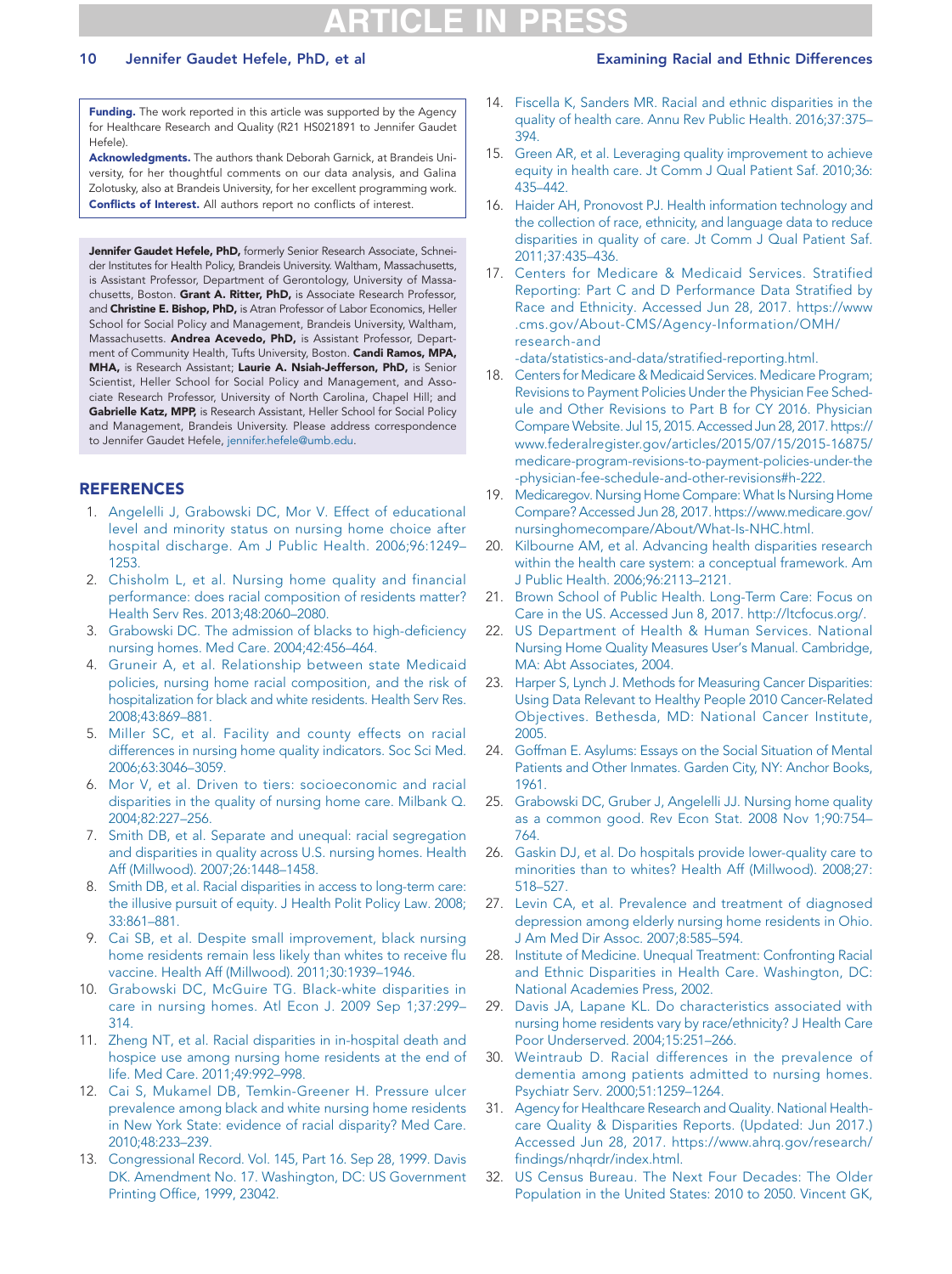**Funding.** The work reported in this article was supported by the Agency for Healthcare Research and Quality (R21 HS021891 to Jennifer Gaudet Hefele).

**Acknowledgments.** The authors thank Deborah Garnick, at Brandeis University, for her thoughtful comments on our data analysis, and Galina Zolotusky, also at Brandeis University, for her excellent programming work.

**Conflicts of Interest.** All authors report no conflicts of interest.

**Jennifer Gaudet Hefele, PhD,** formerly Senior Research Associate, Schneider Institutes for Health Policy, Brandeis University. Waltham, Massachusetts, is Assistant Professor, Department of Gerontology, University of Massachusetts, Boston. **Grant A. Ritter, PhD,** is Associate Research Professor, and **Christine E. Bishop, PhD,** is Atran Professor of Labor Economics, Heller School for Social Policy and Management, Brandeis University, Waltham, Massachusetts. **Andrea Acevedo, PhD,** is Assistant Professor, Department of Community Health, Tufts University, Boston. **Candi Ramos, MPA, MHA,** is Research Assistant; **Laurie A. Nsiah-Jefferson, PhD,** is Senior Scientist, Heller School for Social Policy and Management, and Associate Research Professor, University of North Carolina, Chapel Hill; and **Gabrielle Katz, MPP,** is Research Assistant, Heller School for Social Policy and Management, Brandeis University. Please address correspondence to Jennifer Gaudet Hefele, jennifer.hefele@umb.edu.

## REFERENCES

1. Angelelli J, Grabowski DC, Mor V. Effect of educational level and minority status on nursing home choice after hospital discharge. Am J Public Health. 2006;96:1249–1253.
2. Chisholm L, et al. Nursing home quality and financial performance: does racial composition of residents matter? Health Serv Res. 2013;48:2060–2080.
3. Grabowski DC. The admission of blacks to high-deficiency nursing homes. Med Care. 2004;42:456–464.
4. Gruneir A, et al. Relationship between state Medicaid policies, nursing home racial composition, and the risk of hospitalization for black and white residents. Health Serv Res. 2008;43:869–881.
5. Miller SC, et al. Facility and county effects on racial differences in nursing home quality indicators. Soc Sci Med. 2006;63:3046–3059.
6. Mor V, et al. Driven to tiers: socioeconomic and racial disparities in the quality of nursing home care. Milbank Q. 2004;82:227–256.
7. Smith DB, et al. Separate and unequal: racial segregation and disparities in quality across U.S. nursing homes. Health Aff (Millwood). 2007;26:1448–1458.
8. Smith DB, et al. Racial disparities in access to long-term care: the illusive pursuit of equity. J Health Polit Policy Law. 2008; 33:861–881.
9. Cai SB, et al. Despite small improvement, black nursing home residents remain less likely than whites to receive flu vaccine. Health Aff (Millwood). 2011;30:1939–1946.
10. Grabowski DC, McGuire TG. Black-white disparities in care in nursing homes. Atl Econ J. 2009 Sep 1;37:299–314.
11. Zheng NT, et al. Racial disparities in in-hospital death and hospice use among nursing home residents at the end of life. Med Care. 2011;49:992–998.
12. Cai S, Mukamel DB, Temkin-Greener H. Pressure ulcer prevalence among black and white nursing home residents in New York State: evidence of racial disparity? Med Care. 2010;48:233–239.
13. Congressional Record. Vol. 145, Part 16. Sep 28, 1999. Davis DK. Amendment No. 17. Washington, DC: US Government Printing Office, 1999, 23042.
14. Fiscella K, Sanders MR. Racial and ethnic disparities in the quality of health care. Annu Rev Public Health. 2016;37:375–394.
15. Green AR, et al. Leveraging quality improvement to achieve equity in health care. Jt Comm J Qual Patient Saf. 2010;36: 435–442.
16. Haider AH, Pronovost PJ. Health information technology and the collection of race, ethnicity, and language data to reduce disparities in quality of care. Jt Comm J Qual Patient Saf. 2011;37:435–436.
17. Centers for Medicare & Medicaid Services. Stratified Reporting: Part C and D Performance Data Stratified by Race and Ethnicity. Accessed Jun 28, 2017. https://www.cms.gov/About-CMS/Agency-Information/OMH/research-and-data/statistics-and-data/stratified-reporting.html.
18. Centers for Medicare & Medicaid Services. Medicare Program; Revisions to Payment Policies Under the Physician Fee Schedule and Other Revisions to Part B for CY 2016. Physician Compare Website. Jul 15, 2015. Accessed Jun 28, 2017. https://www.federalregister.gov/articles/2015/07/15/2015-16875/medicare-program-revisions-to-payment-policies-under-the-physician-fee-schedule-and-other-revisions#h-222.
19. Medicaregov. Nursing Home Compare: What Is Nursing Home Compare? Accessed Jun 28, 2017. https://www.medicare.gov/nursinghomecompare/About/What-Is-NHC.html.
20. Kilbourne AM, et al. Advancing health disparities research within the health care system: a conceptual framework. Am J Public Health. 2006;96:2113–2121.
21. Brown School of Public Health. Long-Term Care: Focus on Care in the US. Accessed Jun 8, 2017. http://ltcfocus.org/.
22. US Department of Health & Human Services. National Nursing Home Quality Measures User's Manual. Cambridge, MA: Abt Associates, 2004.
23. Harper S, Lynch J. Methods for Measuring Cancer Disparities: Using Data Relevant to Healthy People 2010 Cancer-Related Objectives. Bethesda, MD: National Cancer Institute, 2005.
24. Goffman E. Asylums: Essays on the Social Situation of Mental Patients and Other Inmates. Garden City, NY: Anchor Books, 1961.
25. Grabowski DC, Gruber J, Angelelli JJ. Nursing home quality as a common good. Rev Econ Stat. 2008 Nov 1;90:754–764.
26. Gaskin DJ, et al. Do hospitals provide lower-quality care to minorities than to whites? Health Aff (Millwood). 2008;27: 518–527.
27. Levin CA, et al. Prevalence and treatment of diagnosed depression among elderly nursing home residents in Ohio. J Am Med Dir Assoc. 2007;8:585–594.
28. Institute of Medicine. Unequal Treatment: Confronting Racial and Ethnic Disparities in Health Care. Washington, DC: National Academies Press, 2002.
29. Davis JA, Lapane KL. Do characteristics associated with nursing home residents vary by race/ethnicity? J Health Care Poor Underserved. 2004;15:251–266.
30. Weintraub D. Racial differences in the prevalence of dementia among patients admitted to nursing homes. Psychiatr Serv. 2000;51:1259–1264.
31. Agency for Healthcare Research and Quality. National Healthcare Quality & Disparities Reports. (Updated: Jun 2017.) Accessed Jun 28, 2017. https://www.ahrq.gov/research/findings/nhqrdr/index.html.
32. US Census Bureau. The Next Four Decades: The Older Population in the United States: 2010 to 2050. Vincent GK,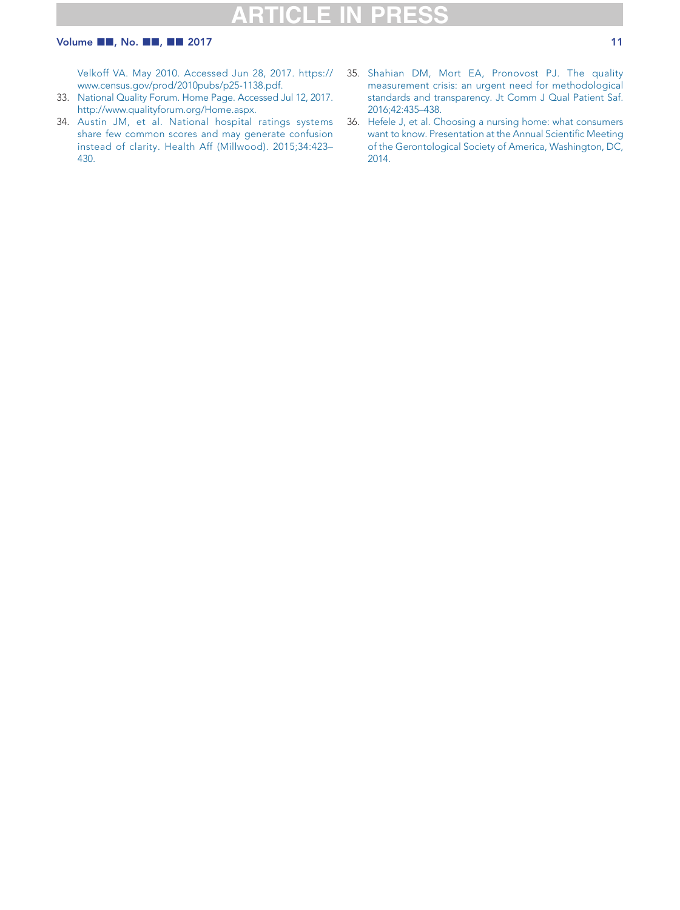Velkoff VA. May 2010. Accessed Jun 28, 2017. https://www.census.gov/prod/2010pubs/p25-1138.pdf.

33. National Quality Forum. Home Page. Accessed Jul 12, 2017. http://www.qualityforum.org/Home.aspx.
34. Austin JM, et al. National hospital ratings systems share few common scores and may generate confusion instead of clarity. Health Aff (Millwood). 2015;34:423–430.
35. Shahian DM, Mort EA, Pronovost PJ. The quality measurement crisis: an urgent need for methodological standards and transparency. Jt Comm J Qual Patient Saf. 2016;42:435–438.
36. Hefele J, et al. Choosing a nursing home: what consumers want to know. Presentation at the Annual Scientific Meeting of the Gerontological Society of America, Washington, DC, 2014.